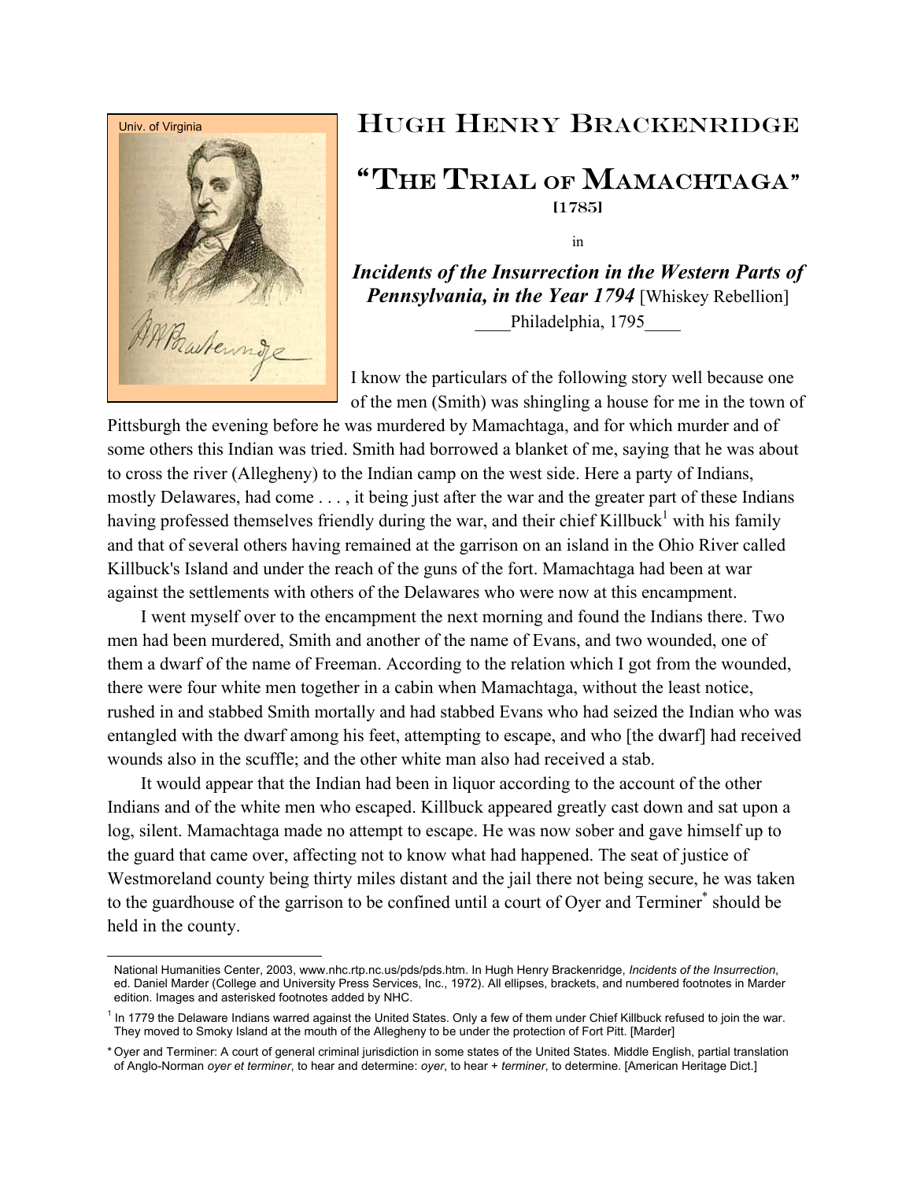Univ. of Virginia

# Hugh Henry Brackenridge

# "The Trial of Mamachtaga"

[1785]

in

***Incidents of the Insurrection in the Western Parts of Pennsylvania, in the Year 1794*** [Whiskey Rebellion]

____Philadelphia, 1795____

I know the particulars of the following story well because one of the men (Smith) was shingling a house for me in the town of Pittsburgh the evening before he was murdered by Mamachtaga, and for which murder and of some others this Indian was tried. Smith had borrowed a blanket of me, saying that he was about to cross the river (Allegheny) to the Indian camp on the west side. Here a party of Indians, mostly Delawares, had come . . . , it being just after the war and the greater part of these Indians having professed themselves friendly during the war, and their chief Killbuck[1] with his family and that of several others having remained at the garrison on an island in the Ohio River called Killbuck's Island and under the reach of the guns of the fort. Mamachtaga had been at war against the settlements with others of the Delawares who were now at this encampment.

I went myself over to the encampment the next morning and found the Indians there. Two men had been murdered, Smith and another of the name of Evans, and two wounded, one of them a dwarf of the name of Freeman. According to the relation which I got from the wounded, there were four white men together in a cabin when Mamachtaga, without the least notice, rushed in and stabbed Smith mortally and had stabbed Evans who had seized the Indian who was entangled with the dwarf among his feet, attempting to escape, and who [the dwarf] had received wounds also in the scuffle; and the other white man also had received a stab.

It would appear that the Indian had been in liquor according to the account of the other Indians and of the white men who escaped. Killbuck appeared greatly cast down and sat upon a log, silent. Mamachtaga made no attempt to escape. He was now sober and gave himself up to the guard that came over, affecting not to know what had happened. The seat of justice of Westmoreland county being thirty miles distant and the jail there not being secure, he was taken to the guardhouse of the garrison to be confined until a court of Oyer and Terminer* should be held in the county.

---

National Humanities Center, 2003, www.nhc.rtp.nc.us/pds/pds.htm. In Hugh Henry Brackenridge, *Incidents of the Insurrection*, ed. Daniel Marder (College and University Press Services, Inc., 1972). All ellipses, brackets, and numbered footnotes in Marder edition. Images and asterisked footnotes added by NHC.

[1] In 1779 the Delaware Indians warred against the United States. Only a few of them under Chief Killbuck refused to join the war. They moved to Smoky Island at the mouth of the Allegheny to be under the protection of Fort Pitt. [Marder]

* Oyer and Terminer: A court of general criminal jurisdiction in some states of the United States. Middle English, partial translation of Anglo-Norman *oyer et terminer*, to hear and determine: *oyer*, to hear + *terminer*, to determine. [American Heritage Dict.]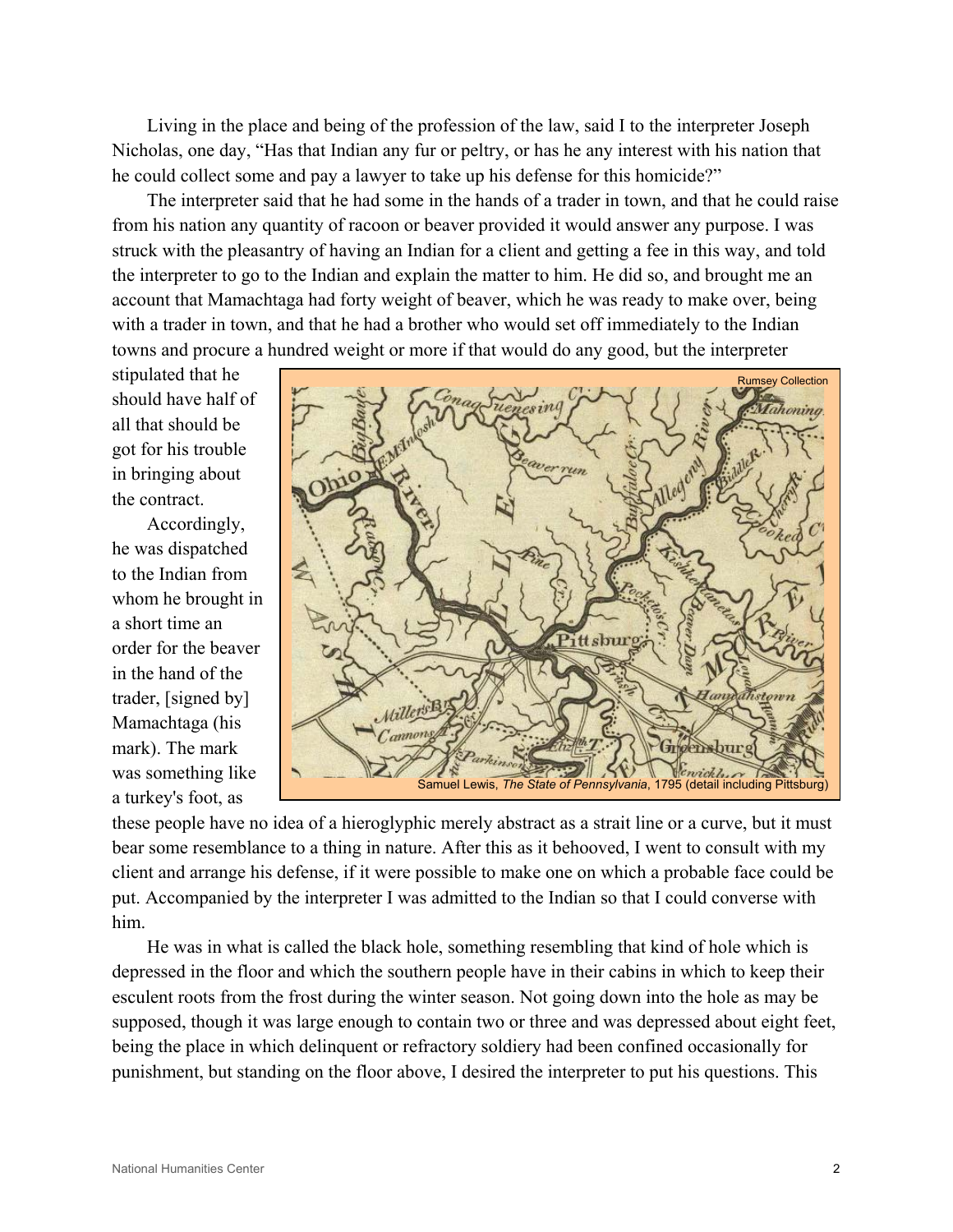Living in the place and being of the profession of the law, said I to the interpreter Joseph Nicholas, one day, "Has that Indian any fur or peltry, or has he any interest with his nation that he could collect some and pay a lawyer to take up his defense for this homicide?"

The interpreter said that he had some in the hands of a trader in town, and that he could raise from his nation any quantity of racoon or beaver provided it would answer any purpose. I was struck with the pleasantry of having an Indian for a client and getting a fee in this way, and told the interpreter to go to the Indian and explain the matter to him. He did so, and brought me an account that Mamachtaga had forty weight of beaver, which he was ready to make over, being with a trader in town, and that he had a brother who would set off immediately to the Indian towns and procure a hundred weight or more if that would do any good, but the interpreter stipulated that he should have half of all that should be got for his trouble in bringing about the contract.

Accordingly, he was dispatched to the Indian from whom he brought in a short time an order for the beaver in the hand of the trader, [signed by] Mamachtaga (his mark). The mark was something like a turkey's foot, as these people have no idea of a hieroglyphic merely abstract as a strait line or a curve, but it must bear some resemblance to a thing in nature. After this as it behooved, I went to consult with my client and arrange his defense, if it were possible to make one on which a probable face could be put. Accompanied by the interpreter I was admitted to the Indian so that I could converse with him.

Rumsey Collection

Samuel Lewis, *The State of Pennsylvania*, 1795 (detail including Pittsburg)

He was in what is called the black hole, something resembling that kind of hole which is depressed in the floor and which the southern people have in their cabins in which to keep their esculent roots from the frost during the winter season. Not going down into the hole as may be supposed, though it was large enough to contain two or three and was depressed about eight feet, being the place in which delinquent or refractory soldiery had been confined occasionally for punishment, but standing on the floor above, I desired the interpreter to put his questions. This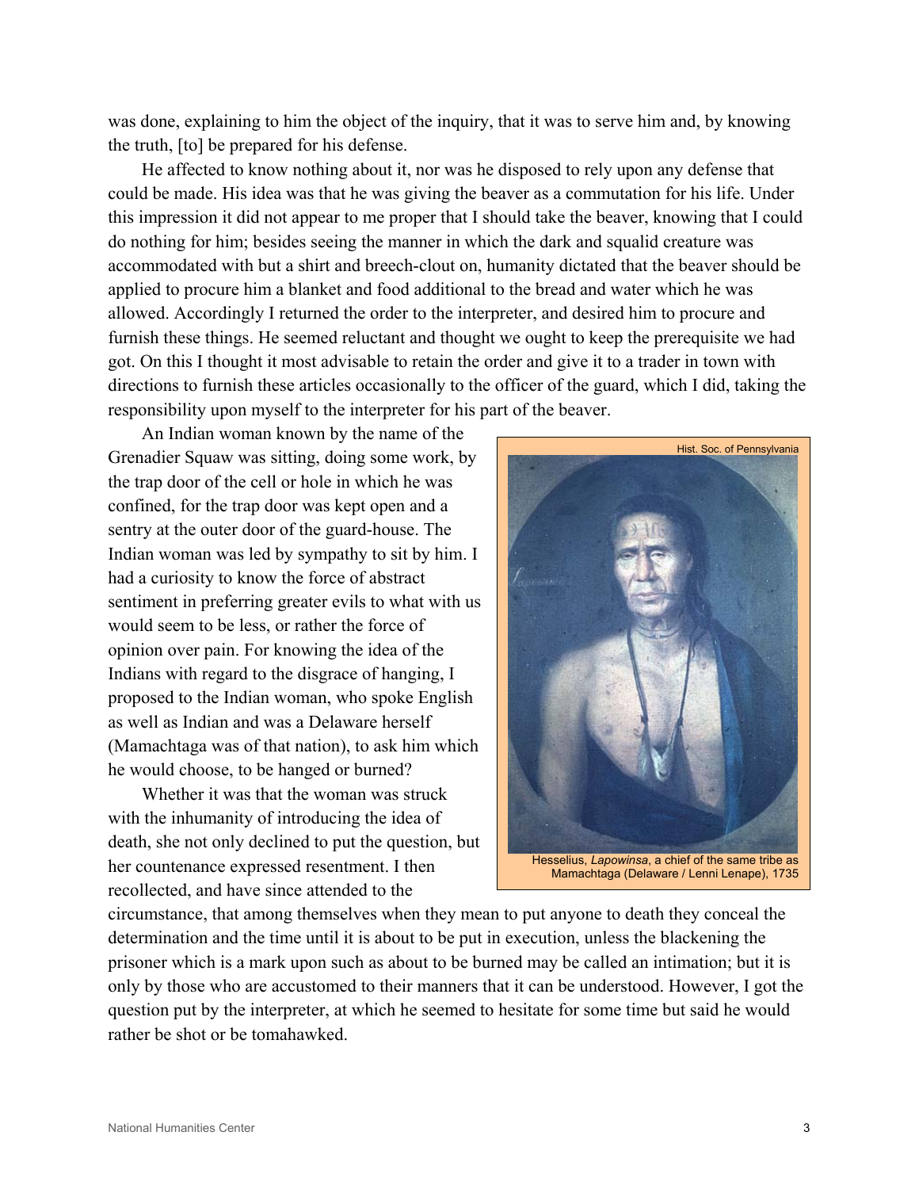was done, explaining to him the object of the inquiry, that it was to serve him and, by knowing the truth, [to] be prepared for his defense.

He affected to know nothing about it, nor was he disposed to rely upon any defense that could be made. His idea was that he was giving the beaver as a commutation for his life. Under this impression it did not appear to me proper that I should take the beaver, knowing that I could do nothing for him; besides seeing the manner in which the dark and squalid creature was accommodated with but a shirt and breech-clout on, humanity dictated that the beaver should be applied to procure him a blanket and food additional to the bread and water which he was allowed. Accordingly I returned the order to the interpreter, and desired him to procure and furnish these things. He seemed reluctant and thought we ought to keep the prerequisite we had got. On this I thought it most advisable to retain the order and give it to a trader in town with directions to furnish these articles occasionally to the officer of the guard, which I did, taking the responsibility upon myself to the interpreter for his part of the beaver.

An Indian woman known by the name of the Grenadier Squaw was sitting, doing some work, by the trap door of the cell or hole in which he was confined, for the trap door was kept open and a sentry at the outer door of the guard-house. The Indian woman was led by sympathy to sit by him. I had a curiosity to know the force of abstract sentiment in preferring greater evils to what with us would seem to be less, or rather the force of opinion over pain. For knowing the idea of the Indians with regard to the disgrace of hanging, I proposed to the Indian woman, who spoke English as well as Indian and was a Delaware herself (Mamachtaga was of that nation), to ask him which he would choose, to be hanged or burned?

Hist. Soc. of Pennsylvania

Hesselius, *Lapowinsa*, a chief of the same tribe as Mamachtaga (Delaware / Lenni Lenape), 1735

Whether it was that the woman was struck with the inhumanity of introducing the idea of death, she not only declined to put the question, but her countenance expressed resentment. I then recollected, and have since attended to the circumstance, that among themselves when they mean to put anyone to death they conceal the determination and the time until it is about to be put in execution, unless the blackening the prisoner which is a mark upon such as about to be burned may be called an intimation; but it is only by those who are accustomed to their manners that it can be understood. However, I got the question put by the interpreter, at which he seemed to hesitate for some time but said he would rather be shot or be tomahawked.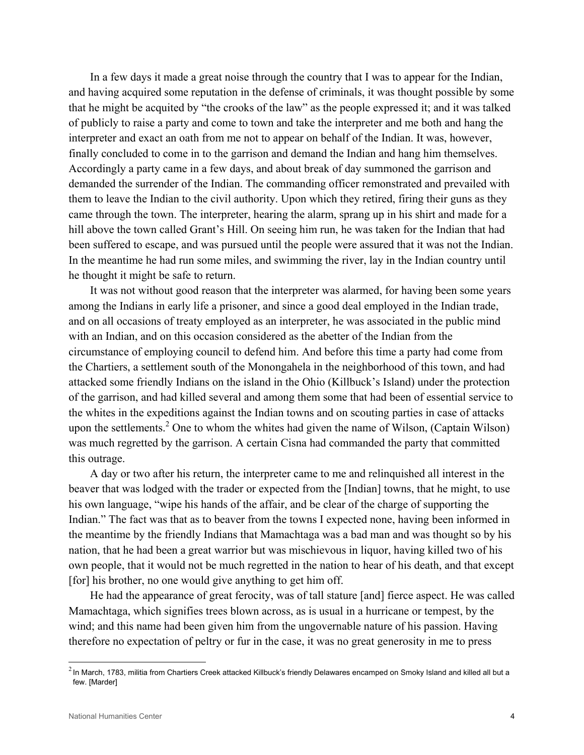In a few days it made a great noise through the country that I was to appear for the Indian, and having acquired some reputation in the defense of criminals, it was thought possible by some that he might be acquited by "the crooks of the law" as the people expressed it; and it was talked of publicly to raise a party and come to town and take the interpreter and me both and hang the interpreter and exact an oath from me not to appear on behalf of the Indian. It was, however, finally concluded to come in to the garrison and demand the Indian and hang him themselves. Accordingly a party came in a few days, and about break of day summoned the garrison and demanded the surrender of the Indian. The commanding officer remonstrated and prevailed with them to leave the Indian to the civil authority. Upon which they retired, firing their guns as they came through the town. The interpreter, hearing the alarm, sprang up in his shirt and made for a hill above the town called Grant's Hill. On seeing him run, he was taken for the Indian that had been suffered to escape, and was pursued until the people were assured that it was not the Indian. In the meantime he had run some miles, and swimming the river, lay in the Indian country until he thought it might be safe to return.

It was not without good reason that the interpreter was alarmed, for having been some years among the Indians in early life a prisoner, and since a good deal employed in the Indian trade, and on all occasions of treaty employed as an interpreter, he was associated in the public mind with an Indian, and on this occasion considered as the abetter of the Indian from the circumstance of employing council to defend him. And before this time a party had come from the Chartiers, a settlement south of the Monongahela in the neighborhood of this town, and had attacked some friendly Indians on the island in the Ohio (Killbuck's Island) under the protection of the garrison, and had killed several and among them some that had been of essential service to the whites in the expeditions against the Indian towns and on scouting parties in case of attacks upon the settlements.[2] One to whom the whites had given the name of Wilson, (Captain Wilson) was much regretted by the garrison. A certain Cisna had commanded the party that committed this outrage.

A day or two after his return, the interpreter came to me and relinquished all interest in the beaver that was lodged with the trader or expected from the [Indian] towns, that he might, to use his own language, "wipe his hands of the affair, and be clear of the charge of supporting the Indian." The fact was that as to beaver from the towns I expected none, having been informed in the meantime by the friendly Indians that Mamachtaga was a bad man and was thought so by his nation, that he had been a great warrior but was mischievous in liquor, having killed two of his own people, that it would not be much regretted in the nation to hear of his death, and that except [for] his brother, no one would give anything to get him off.

He had the appearance of great ferocity, was of tall stature [and] fierce aspect. He was called Mamachtaga, which signifies trees blown across, as is usual in a hurricane or tempest, by the wind; and this name had been given him from the ungovernable nature of his passion. Having therefore no expectation of peltry or fur in the case, it was no great generosity in me to press

---

[2] In March, 1783, militia from Chartiers Creek attacked Killbuck's friendly Delawares encamped on Smoky Island and killed all but a few. [Marder]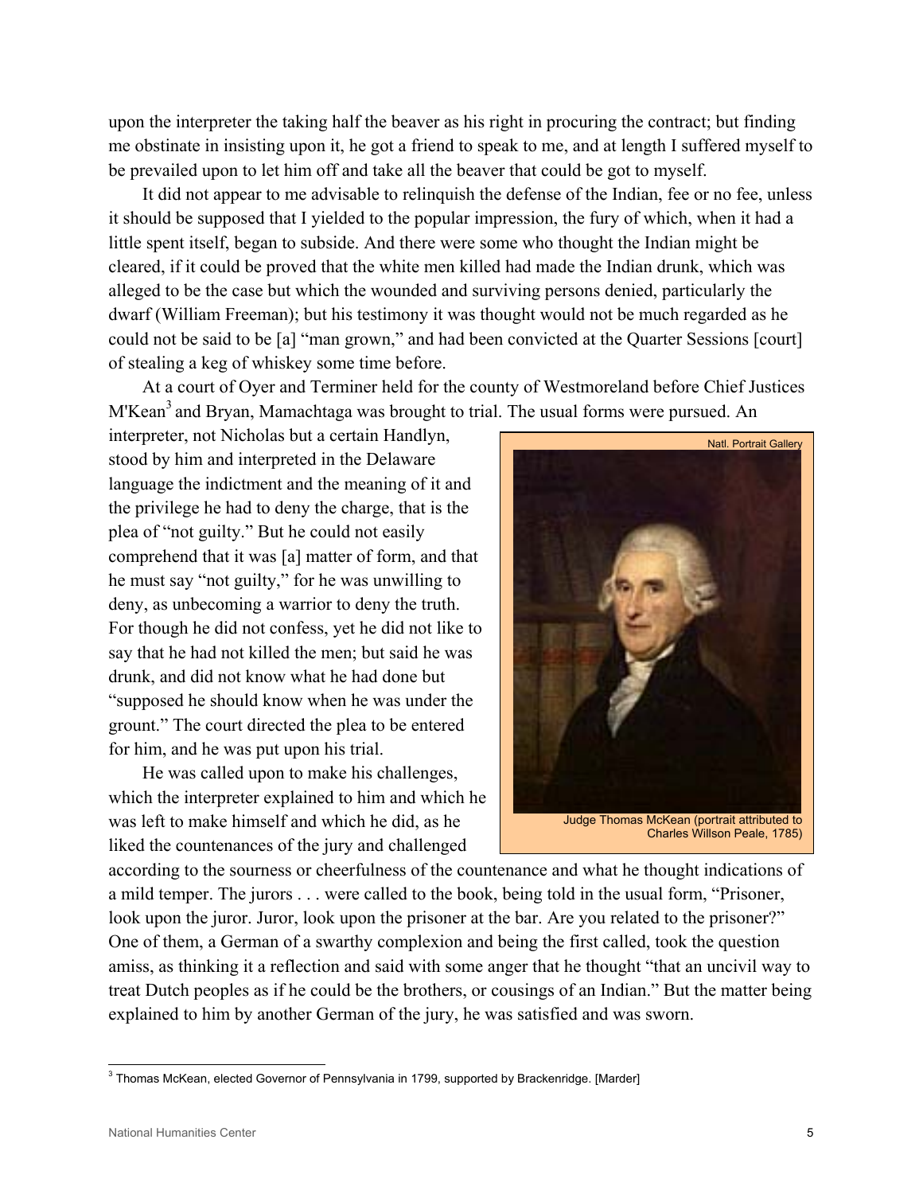upon the interpreter the taking half the beaver as his right in procuring the contract; but finding me obstinate in insisting upon it, he got a friend to speak to me, and at length I suffered myself to be prevailed upon to let him off and take all the beaver that could be got to myself.

It did not appear to me advisable to relinquish the defense of the Indian, fee or no fee, unless it should be supposed that I yielded to the popular impression, the fury of which, when it had a little spent itself, began to subside. And there were some who thought the Indian might be cleared, if it could be proved that the white men killed had made the Indian drunk, which was alleged to be the case but which the wounded and surviving persons denied, particularly the dwarf (William Freeman); but his testimony it was thought would not be much regarded as he could not be said to be [a] "man grown," and had been convicted at the Quarter Sessions [court] of stealing a keg of whiskey some time before.

At a court of Oyer and Terminer held for the county of Westmoreland before Chief Justices M'Kean[3] and Bryan, Mamachtaga was brought to trial. The usual forms were pursued. An interpreter, not Nicholas but a certain Handlyn, stood by him and interpreted in the Delaware language the indictment and the meaning of it and the privilege he had to deny the charge, that is the plea of "not guilty." But he could not easily comprehend that it was [a] matter of form, and that he must say "not guilty," for he was unwilling to deny, as unbecoming a warrior to deny the truth. For though he did not confess, yet he did not like to say that he had not killed the men; but said he was drunk, and did not know what he had done but "supposed he should know when he was under the grount." The court directed the plea to be entered for him, and he was put upon his trial.

Natl. Portrait Gallery

Judge Thomas McKean (portrait attributed to Charles Willson Peale, 1785)

He was called upon to make his challenges, which the interpreter explained to him and which he was left to make himself and which he did, as he liked the countenances of the jury and challenged according to the sourness or cheerfulness of the countenance and what he thought indications of a mild temper. The jurors . . . were called to the book, being told in the usual form, "Prisoner, look upon the juror. Juror, look upon the prisoner at the bar. Are you related to the prisoner?" One of them, a German of a swarthy complexion and being the first called, took the question amiss, as thinking it a reflection and said with some anger that he thought "that an uncivil way to treat Dutch peoples as if he could be the brothers, or cousings of an Indian." But the matter being explained to him by another German of the jury, he was satisfied and was sworn.

[3] Thomas McKean, elected Governor of Pennsylvania in 1799, supported by Brackenridge. [Marder]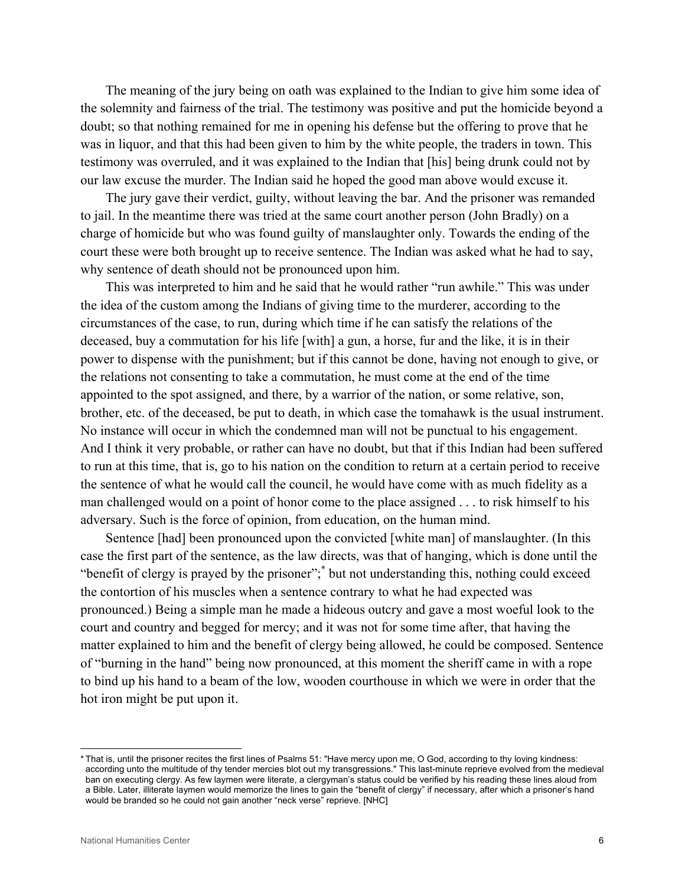The meaning of the jury being on oath was explained to the Indian to give him some idea of the solemnity and fairness of the trial. The testimony was positive and put the homicide beyond a doubt; so that nothing remained for me in opening his defense but the offering to prove that he was in liquor, and that this had been given to him by the white people, the traders in town. This testimony was overruled, and it was explained to the Indian that [his] being drunk could not by our law excuse the murder. The Indian said he hoped the good man above would excuse it.

The jury gave their verdict, guilty, without leaving the bar. And the prisoner was remanded to jail. In the meantime there was tried at the same court another person (John Bradly) on a charge of homicide but who was found guilty of manslaughter only. Towards the ending of the court these were both brought up to receive sentence. The Indian was asked what he had to say, why sentence of death should not be pronounced upon him.

This was interpreted to him and he said that he would rather "run awhile." This was under the idea of the custom among the Indians of giving time to the murderer, according to the circumstances of the case, to run, during which time if he can satisfy the relations of the deceased, buy a commutation for his life [with] a gun, a horse, fur and the like, it is in their power to dispense with the punishment; but if this cannot be done, having not enough to give, or the relations not consenting to take a commutation, he must come at the end of the time appointed to the spot assigned, and there, by a warrior of the nation, or some relative, son, brother, etc. of the deceased, be put to death, in which case the tomahawk is the usual instrument. No instance will occur in which the condemned man will not be punctual to his engagement. And I think it very probable, or rather can have no doubt, but that if this Indian had been suffered to run at this time, that is, go to his nation on the condition to return at a certain period to receive the sentence of what he would call the council, he would have come with as much fidelity as a man challenged would on a point of honor come to the place assigned . . . to risk himself to his adversary. Such is the force of opinion, from education, on the human mind.

Sentence [had] been pronounced upon the convicted [white man] of manslaughter. (In this case the first part of the sentence, as the law directs, was that of hanging, which is done until the "benefit of clergy is prayed by the prisoner";* but not understanding this, nothing could exceed the contortion of his muscles when a sentence contrary to what he had expected was pronounced.) Being a simple man he made a hideous outcry and gave a most woeful look to the court and country and begged for mercy; and it was not for some time after, that having the matter explained to him and the benefit of clergy being allowed, he could be composed. Sentence of "burning in the hand" being now pronounced, at this moment the sheriff came in with a rope to bind up his hand to a beam of the low, wooden courthouse in which we were in order that the hot iron might be put upon it.

---

* That is, until the prisoner recites the first lines of Psalms 51: "Have mercy upon me, O God, according to thy loving kindness: according unto the multitude of thy tender mercies blot out my transgressions." This last-minute reprieve evolved from the medieval ban on executing clergy. As few laymen were literate, a clergyman's status could be verified by his reading these lines aloud from a Bible. Later, illiterate laymen would memorize the lines to gain the "benefit of clergy" if necessary, after which a prisoner's hand would be branded so he could not gain another "neck verse" reprieve. [NHC]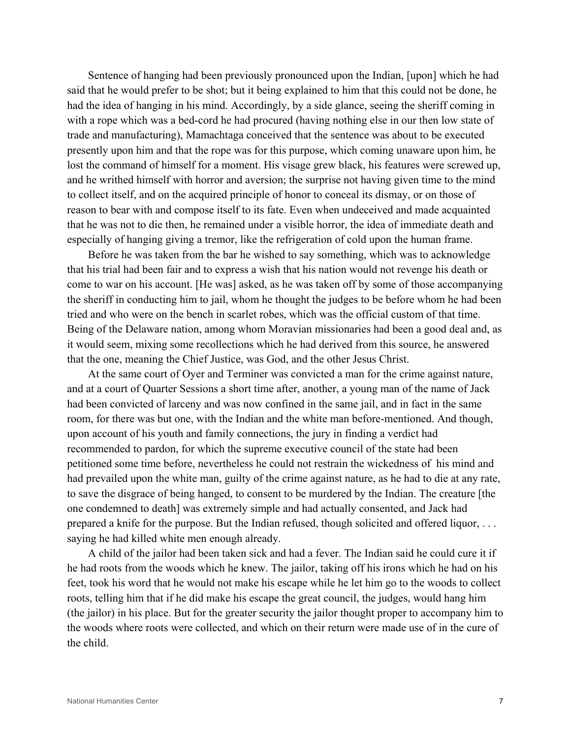Sentence of hanging had been previously pronounced upon the Indian, [upon] which he had said that he would prefer to be shot; but it being explained to him that this could not be done, he had the idea of hanging in his mind. Accordingly, by a side glance, seeing the sheriff coming in with a rope which was a bed-cord he had procured (having nothing else in our then low state of trade and manufacturing), Mamachtaga conceived that the sentence was about to be executed presently upon him and that the rope was for this purpose, which coming unaware upon him, he lost the command of himself for a moment. His visage grew black, his features were screwed up, and he writhed himself with horror and aversion; the surprise not having given time to the mind to collect itself, and on the acquired principle of honor to conceal its dismay, or on those of reason to bear with and compose itself to its fate. Even when undeceived and made acquainted that he was not to die then, he remained under a visible horror, the idea of immediate death and especially of hanging giving a tremor, like the refrigeration of cold upon the human frame.

Before he was taken from the bar he wished to say something, which was to acknowledge that his trial had been fair and to express a wish that his nation would not revenge his death or come to war on his account. [He was] asked, as he was taken off by some of those accompanying the sheriff in conducting him to jail, whom he thought the judges to be before whom he had been tried and who were on the bench in scarlet robes, which was the official custom of that time. Being of the Delaware nation, among whom Moravian missionaries had been a good deal and, as it would seem, mixing some recollections which he had derived from this source, he answered that the one, meaning the Chief Justice, was God, and the other Jesus Christ.

At the same court of Oyer and Terminer was convicted a man for the crime against nature, and at a court of Quarter Sessions a short time after, another, a young man of the name of Jack had been convicted of larceny and was now confined in the same jail, and in fact in the same room, for there was but one, with the Indian and the white man before-mentioned. And though, upon account of his youth and family connections, the jury in finding a verdict had recommended to pardon, for which the supreme executive council of the state had been petitioned some time before, nevertheless he could not restrain the wickedness of his mind and had prevailed upon the white man, guilty of the crime against nature, as he had to die at any rate, to save the disgrace of being hanged, to consent to be murdered by the Indian. The creature [the one condemned to death] was extremely simple and had actually consented, and Jack had prepared a knife for the purpose. But the Indian refused, though solicited and offered liquor, . . . saying he had killed white men enough already.

A child of the jailor had been taken sick and had a fever. The Indian said he could cure it if he had roots from the woods which he knew. The jailor, taking off his irons which he had on his feet, took his word that he would not make his escape while he let him go to the woods to collect roots, telling him that if he did make his escape the great council, the judges, would hang him (the jailor) in his place. But for the greater security the jailor thought proper to accompany him to the woods where roots were collected, and which on their return were made use of in the cure of the child.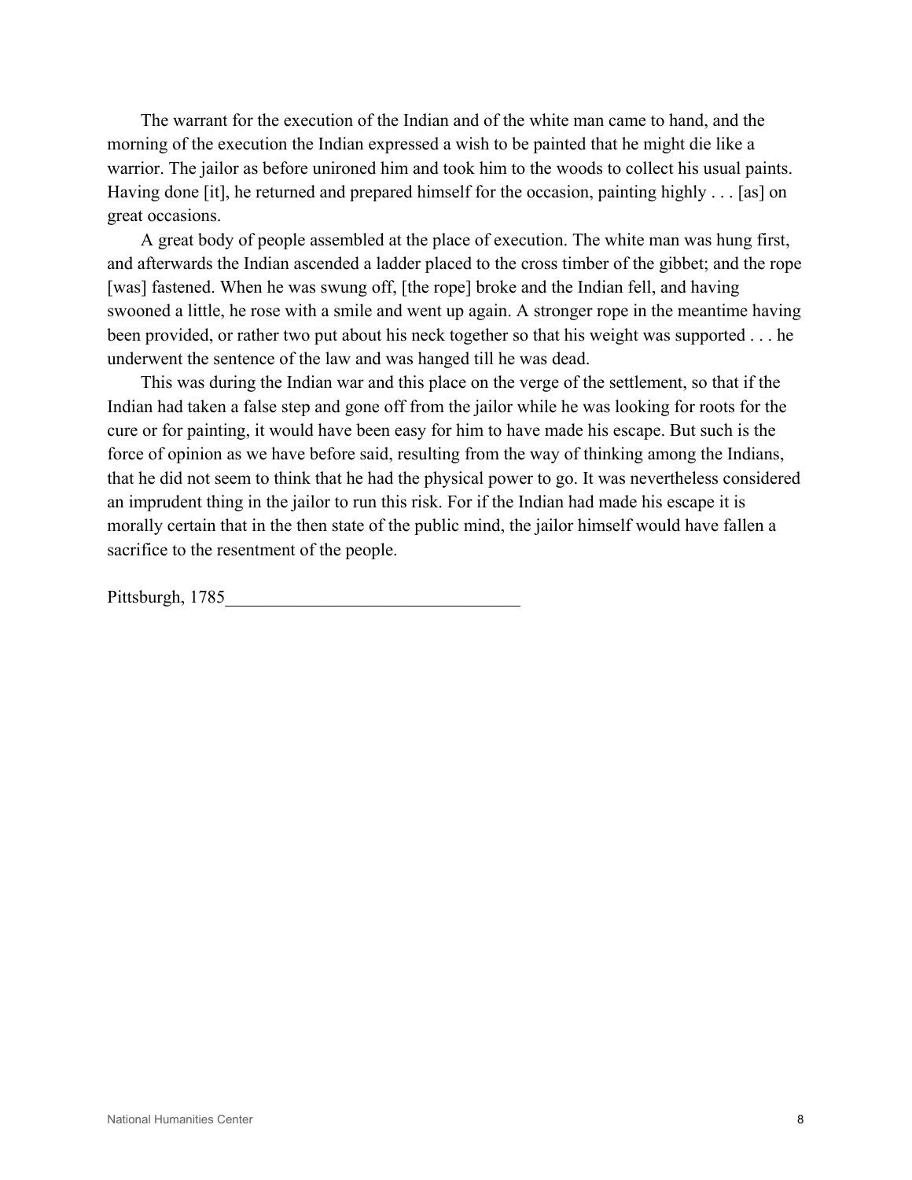The warrant for the execution of the Indian and of the white man came to hand, and the morning of the execution the Indian expressed a wish to be painted that he might die like a warrior. The jailor as before unironed him and took him to the woods to collect his usual paints. Having done [it], he returned and prepared himself for the occasion, painting highly . . . [as] on great occasions.

A great body of people assembled at the place of execution. The white man was hung first, and afterwards the Indian ascended a ladder placed to the cross timber of the gibbet; and the rope [was] fastened. When he was swung off, [the rope] broke and the Indian fell, and having swooned a little, he rose with a smile and went up again. A stronger rope in the meantime having been provided, or rather two put about his neck together so that his weight was supported . . . he underwent the sentence of the law and was hanged till he was dead.

This was during the Indian war and this place on the verge of the settlement, so that if the Indian had taken a false step and gone off from the jailor while he was looking for roots for the cure or for painting, it would have been easy for him to have made his escape. But such is the force of opinion as we have before said, resulting from the way of thinking among the Indians, that he did not seem to think that he had the physical power to go. It was nevertheless considered an imprudent thing in the jailor to run this risk. For if the Indian had made his escape it is morally certain that in the then state of the public mind, the jailor himself would have fallen a sacrifice to the resentment of the people.

Pittsburgh, 1785________________________________